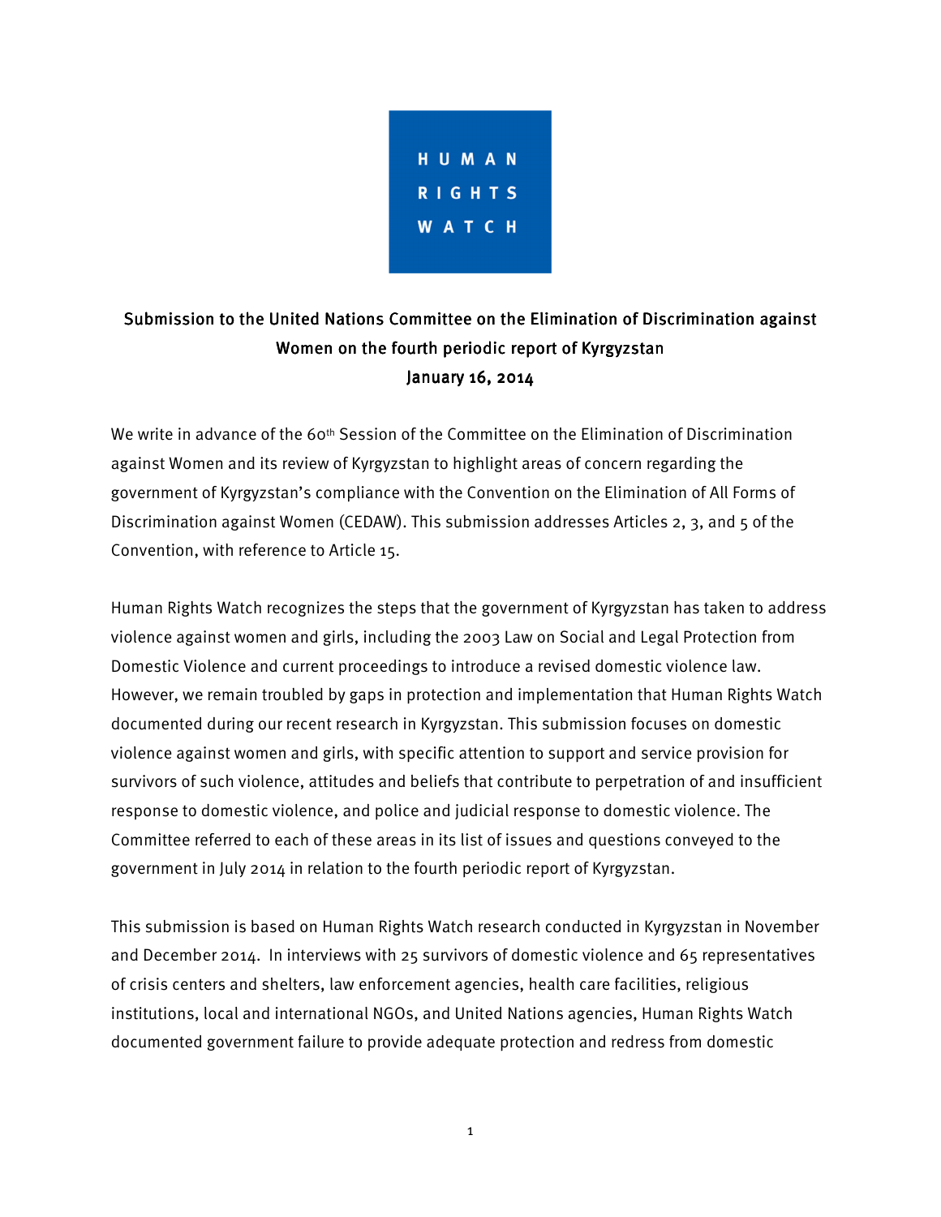HUMAN RIGHTS WATCH

**Submission to the United Nations Committee on the Elimination of Discrimination against Women on the fourth periodic report of Kyrgyzstan**
**January 16, 2014**

We write in advance of the 60th Session of the Committee on the Elimination of Discrimination against Women and its review of Kyrgyzstan to highlight areas of concern regarding the government of Kyrgyzstan's compliance with the Convention on the Elimination of All Forms of Discrimination against Women (CEDAW). This submission addresses Articles 2, 3, and 5 of the Convention, with reference to Article 15.

Human Rights Watch recognizes the steps that the government of Kyrgyzstan has taken to address violence against women and girls, including the 2003 Law on Social and Legal Protection from Domestic Violence and current proceedings to introduce a revised domestic violence law. However, we remain troubled by gaps in protection and implementation that Human Rights Watch documented during our recent research in Kyrgyzstan. This submission focuses on domestic violence against women and girls, with specific attention to support and service provision for survivors of such violence, attitudes and beliefs that contribute to perpetration of and insufficient response to domestic violence, and police and judicial response to domestic violence. The Committee referred to each of these areas in its list of issues and questions conveyed to the government in July 2014 in relation to the fourth periodic report of Kyrgyzstan.

This submission is based on Human Rights Watch research conducted in Kyrgyzstan in November and December 2014. In interviews with 25 survivors of domestic violence and 65 representatives of crisis centers and shelters, law enforcement agencies, health care facilities, religious institutions, local and international NGOs, and United Nations agencies, Human Rights Watch documented government failure to provide adequate protection and redress from domestic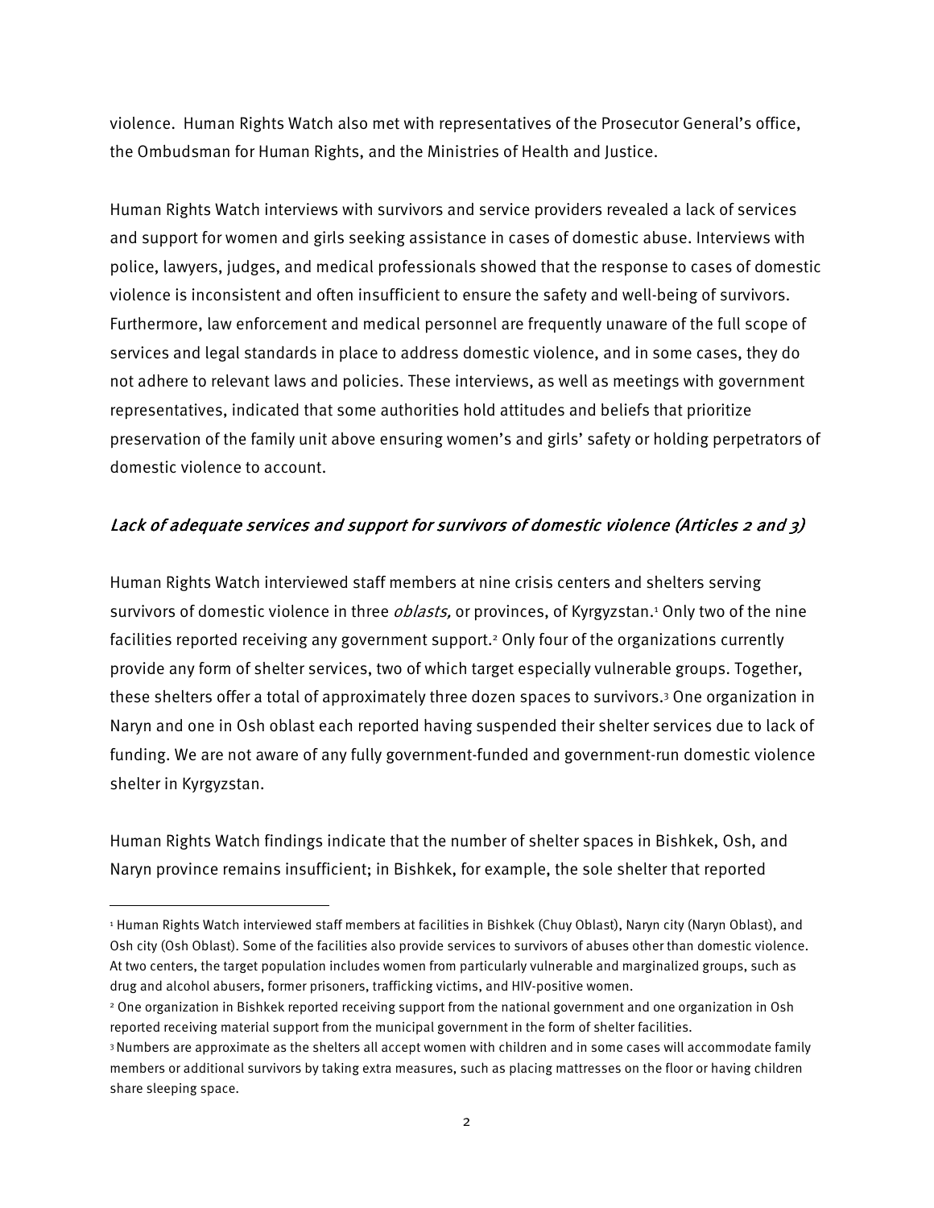violence. Human Rights Watch also met with representatives of the Prosecutor General's office, the Ombudsman for Human Rights, and the Ministries of Health and Justice.

Human Rights Watch interviews with survivors and service providers revealed a lack of services and support for women and girls seeking assistance in cases of domestic abuse. Interviews with police, lawyers, judges, and medical professionals showed that the response to cases of domestic violence is inconsistent and often insufficient to ensure the safety and well-being of survivors. Furthermore, law enforcement and medical personnel are frequently unaware of the full scope of services and legal standards in place to address domestic violence, and in some cases, they do not adhere to relevant laws and policies. These interviews, as well as meetings with government representatives, indicated that some authorities hold attitudes and beliefs that prioritize preservation of the family unit above ensuring women's and girls' safety or holding perpetrators of domestic violence to account.

### *Lack of adequate services and support for survivors of domestic violence (Articles 2 and 3)*

Human Rights Watch interviewed staff members at nine crisis centers and shelters serving survivors of domestic violence in three *oblasts,* or provinces, of Kyrgyzstan.[1] Only two of the nine facilities reported receiving any government support.[2] Only four of the organizations currently provide any form of shelter services, two of which target especially vulnerable groups. Together, these shelters offer a total of approximately three dozen spaces to survivors.[3] One organization in Naryn and one in Osh oblast each reported having suspended their shelter services due to lack of funding. We are not aware of any fully government-funded and government-run domestic violence shelter in Kyrgyzstan.

Human Rights Watch findings indicate that the number of shelter spaces in Bishkek, Osh, and Naryn province remains insufficient; in Bishkek, for example, the sole shelter that reported

---

[1] Human Rights Watch interviewed staff members at facilities in Bishkek (Chuy Oblast), Naryn city (Naryn Oblast), and Osh city (Osh Oblast). Some of the facilities also provide services to survivors of abuses other than domestic violence. At two centers, the target population includes women from particularly vulnerable and marginalized groups, such as drug and alcohol abusers, former prisoners, trafficking victims, and HIV-positive women.

[2] One organization in Bishkek reported receiving support from the national government and one organization in Osh reported receiving material support from the municipal government in the form of shelter facilities.

[3] Numbers are approximate as the shelters all accept women with children and in some cases will accommodate family members or additional survivors by taking extra measures, such as placing mattresses on the floor or having children share sleeping space.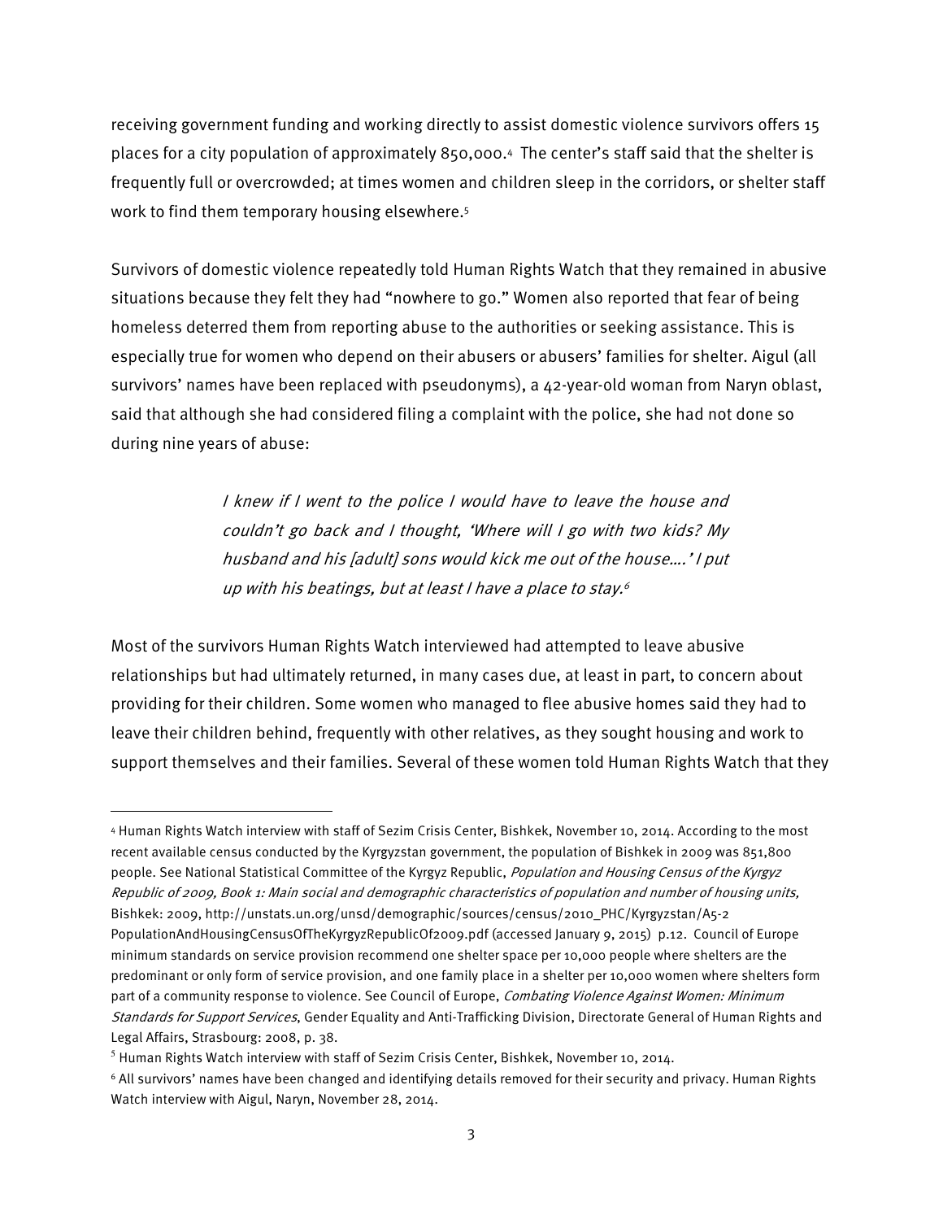receiving government funding and working directly to assist domestic violence survivors offers 15 places for a city population of approximately 850,000.[4] The center's staff said that the shelter is frequently full or overcrowded; at times women and children sleep in the corridors, or shelter staff work to find them temporary housing elsewhere.[5]

Survivors of domestic violence repeatedly told Human Rights Watch that they remained in abusive situations because they felt they had "nowhere to go." Women also reported that fear of being homeless deterred them from reporting abuse to the authorities or seeking assistance. This is especially true for women who depend on their abusers or abusers' families for shelter. Aigul (all survivors' names have been replaced with pseudonyms), a 42-year-old woman from Naryn oblast, said that although she had considered filing a complaint with the police, she had not done so during nine years of abuse:

> *I knew if I went to the police I would have to leave the house and couldn't go back and I thought, 'Where will I go with two kids? My husband and his [adult] sons would kick me out of the house….' I put up with his beatings, but at least I have a place to stay.*[6]

Most of the survivors Human Rights Watch interviewed had attempted to leave abusive relationships but had ultimately returned, in many cases due, at least in part, to concern about providing for their children. Some women who managed to flee abusive homes said they had to leave their children behind, frequently with other relatives, as they sought housing and work to support themselves and their families. Several of these women told Human Rights Watch that they

---

[4] Human Rights Watch interview with staff of Sezim Crisis Center, Bishkek, November 10, 2014. According to the most recent available census conducted by the Kyrgyzstan government, the population of Bishkek in 2009 was 851,800 people. See National Statistical Committee of the Kyrgyz Republic, *Population and Housing Census of the Kyrgyz Republic of 2009, Book 1: Main social and demographic characteristics of population and number of housing units,* Bishkek: 2009, http://unstats.un.org/unsd/demographic/sources/census/2010_PHC/Kyrgyzstan/A5-2 PopulationAndHousingCensusOfTheKyrgyzRepublicOf2009.pdf (accessed January 9, 2015) p.12. Council of Europe minimum standards on service provision recommend one shelter space per 10,000 people where shelters are the predominant or only form of service provision, and one family place in a shelter per 10,000 women where shelters form part of a community response to violence. See Council of Europe, *Combating Violence Against Women: Minimum Standards for Support Services*, Gender Equality and Anti-Trafficking Division, Directorate General of Human Rights and Legal Affairs, Strasbourg: 2008, p. 38.

[5] Human Rights Watch interview with staff of Sezim Crisis Center, Bishkek, November 10, 2014.

[6] All survivors' names have been changed and identifying details removed for their security and privacy. Human Rights Watch interview with Aigul, Naryn, November 28, 2014.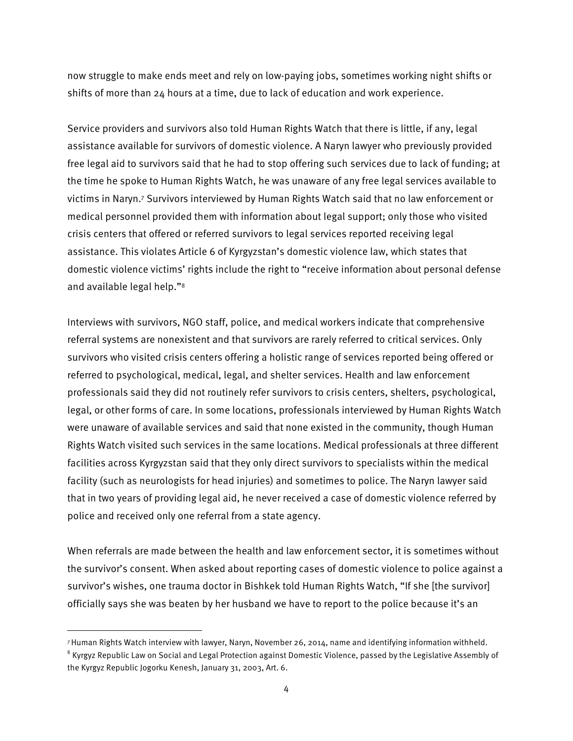now struggle to make ends meet and rely on low-paying jobs, sometimes working night shifts or shifts of more than 24 hours at a time, due to lack of education and work experience.

Service providers and survivors also told Human Rights Watch that there is little, if any, legal assistance available for survivors of domestic violence. A Naryn lawyer who previously provided free legal aid to survivors said that he had to stop offering such services due to lack of funding; at the time he spoke to Human Rights Watch, he was unaware of any free legal services available to victims in Naryn.[7] Survivors interviewed by Human Rights Watch said that no law enforcement or medical personnel provided them with information about legal support; only those who visited crisis centers that offered or referred survivors to legal services reported receiving legal assistance. This violates Article 6 of Kyrgyzstan's domestic violence law, which states that domestic violence victims' rights include the right to "receive information about personal defense and available legal help."[8]

Interviews with survivors, NGO staff, police, and medical workers indicate that comprehensive referral systems are nonexistent and that survivors are rarely referred to critical services. Only survivors who visited crisis centers offering a holistic range of services reported being offered or referred to psychological, medical, legal, and shelter services. Health and law enforcement professionals said they did not routinely refer survivors to crisis centers, shelters, psychological, legal, or other forms of care. In some locations, professionals interviewed by Human Rights Watch were unaware of available services and said that none existed in the community, though Human Rights Watch visited such services in the same locations. Medical professionals at three different facilities across Kyrgyzstan said that they only direct survivors to specialists within the medical facility (such as neurologists for head injuries) and sometimes to police. The Naryn lawyer said that in two years of providing legal aid, he never received a case of domestic violence referred by police and received only one referral from a state agency.

When referrals are made between the health and law enforcement sector, it is sometimes without the survivor's consent. When asked about reporting cases of domestic violence to police against a survivor's wishes, one trauma doctor in Bishkek told Human Rights Watch, "If she [the survivor] officially says she was beaten by her husband we have to report to the police because it's an

---

[7] Human Rights Watch interview with lawyer, Naryn, November 26, 2014, name and identifying information withheld.

[8] Kyrgyz Republic Law on Social and Legal Protection against Domestic Violence, passed by the Legislative Assembly of the Kyrgyz Republic Jogorku Kenesh, January 31, 2003, Art. 6.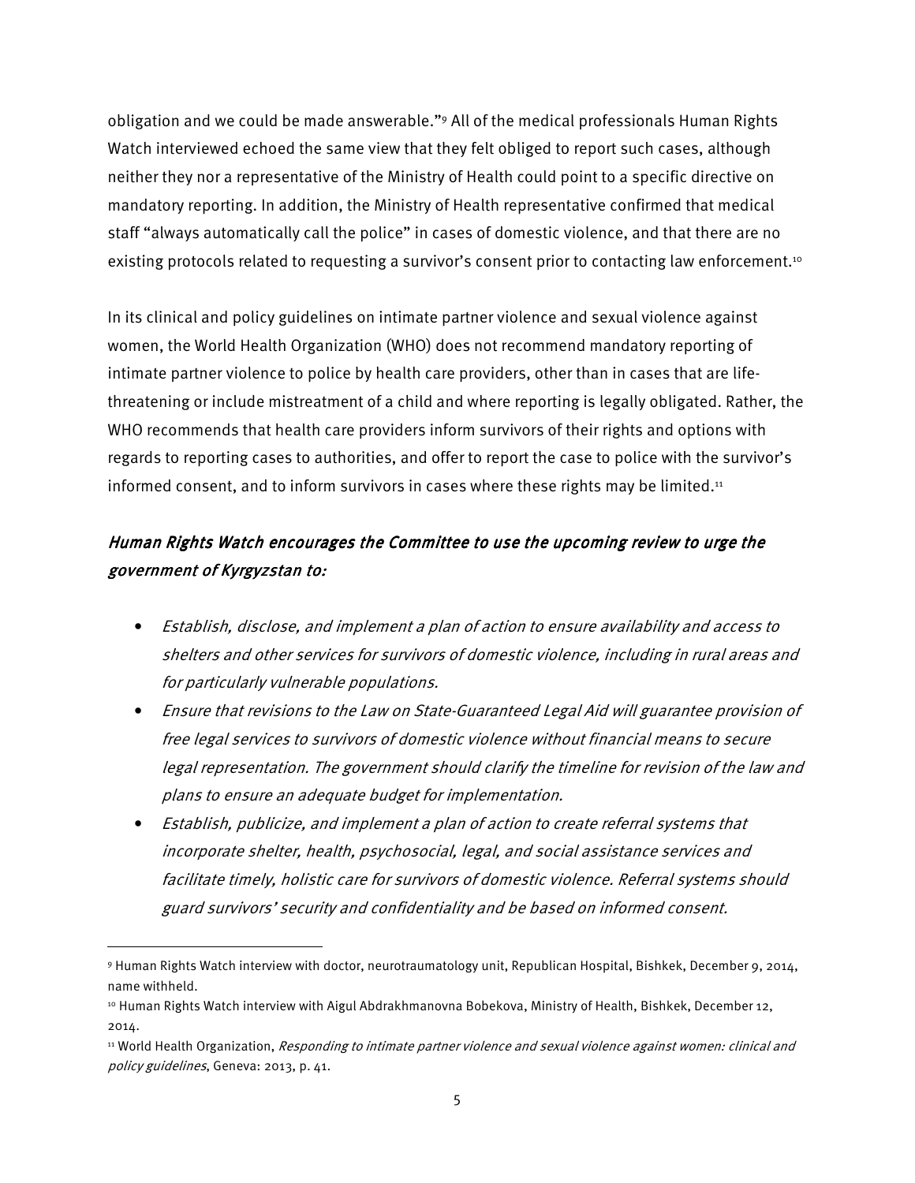obligation and we could be made answerable."[9] All of the medical professionals Human Rights Watch interviewed echoed the same view that they felt obliged to report such cases, although neither they nor a representative of the Ministry of Health could point to a specific directive on mandatory reporting. In addition, the Ministry of Health representative confirmed that medical staff "always automatically call the police" in cases of domestic violence, and that there are no existing protocols related to requesting a survivor's consent prior to contacting law enforcement.[10]

In its clinical and policy guidelines on intimate partner violence and sexual violence against women, the World Health Organization (WHO) does not recommend mandatory reporting of intimate partner violence to police by health care providers, other than in cases that are life-threatening or include mistreatment of a child and where reporting is legally obligated. Rather, the WHO recommends that health care providers inform survivors of their rights and options with regards to reporting cases to authorities, and offer to report the case to police with the survivor's informed consent, and to inform survivors in cases where these rights may be limited.[11]

### *Human Rights Watch encourages the Committee to use the upcoming review to urge the government of Kyrgyzstan to:*

- *Establish, disclose, and implement a plan of action to ensure availability and access to shelters and other services for survivors of domestic violence, including in rural areas and for particularly vulnerable populations.*
- *Ensure that revisions to the Law on State-Guaranteed Legal Aid will guarantee provision of free legal services to survivors of domestic violence without financial means to secure legal representation. The government should clarify the timeline for revision of the law and plans to ensure an adequate budget for implementation.*
- *Establish, publicize, and implement a plan of action to create referral systems that incorporate shelter, health, psychosocial, legal, and social assistance services and facilitate timely, holistic care for survivors of domestic violence. Referral systems should guard survivors' security and confidentiality and be based on informed consent.*

---

[9] Human Rights Watch interview with doctor, neurotraumatology unit, Republican Hospital, Bishkek, December 9, 2014, name withheld.

[10] Human Rights Watch interview with Aigul Abdrakhmanovna Bobekova, Ministry of Health, Bishkek, December 12, 2014.

[11] World Health Organization, *Responding to intimate partner violence and sexual violence against women: clinical and policy guidelines*, Geneva: 2013, p. 41.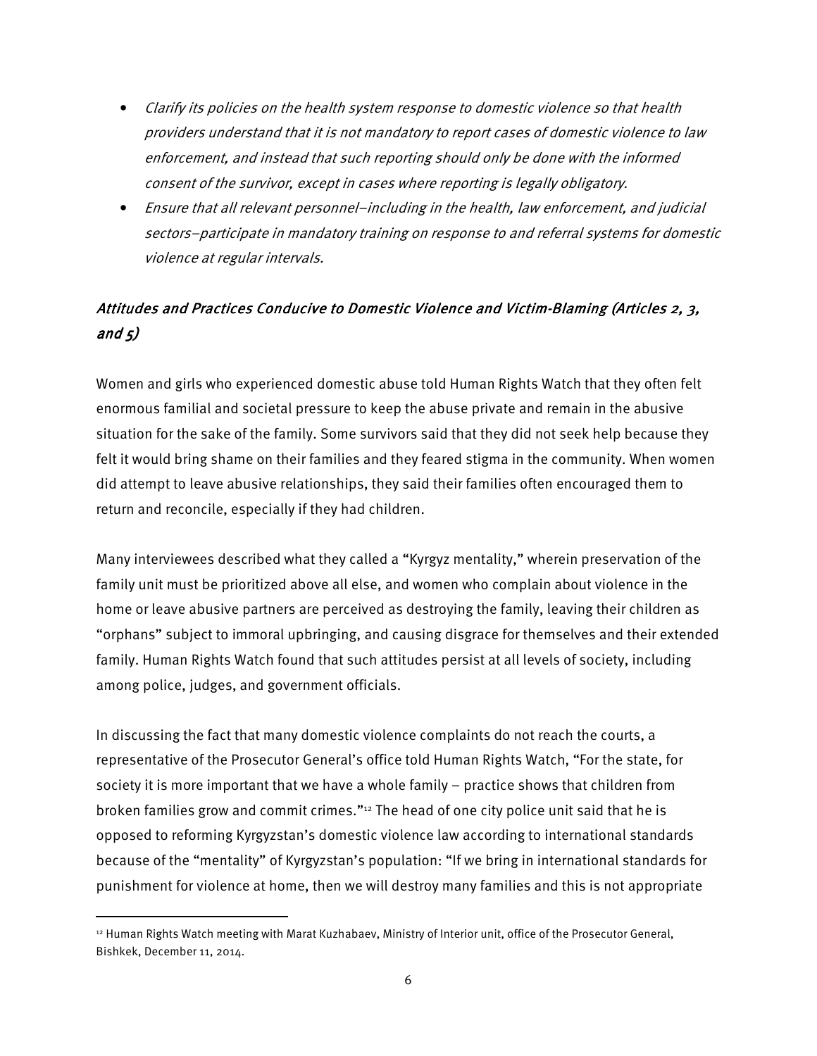- *Clarify its policies on the health system response to domestic violence so that health providers understand that it is not mandatory to report cases of domestic violence to law enforcement, and instead that such reporting should only be done with the informed consent of the survivor, except in cases where reporting is legally obligatory.*
- *Ensure that all relevant personnel—including in the health, law enforcement, and judicial sectors—participate in mandatory training on response to and referral systems for domestic violence at regular intervals.*

## *Attitudes and Practices Conducive to Domestic Violence and Victim-Blaming (Articles 2, 3, and 5)*

Women and girls who experienced domestic abuse told Human Rights Watch that they often felt enormous familial and societal pressure to keep the abuse private and remain in the abusive situation for the sake of the family. Some survivors said that they did not seek help because they felt it would bring shame on their families and they feared stigma in the community. When women did attempt to leave abusive relationships, they said their families often encouraged them to return and reconcile, especially if they had children.

Many interviewees described what they called a "Kyrgyz mentality," wherein preservation of the family unit must be prioritized above all else, and women who complain about violence in the home or leave abusive partners are perceived as destroying the family, leaving their children as "orphans" subject to immoral upbringing, and causing disgrace for themselves and their extended family. Human Rights Watch found that such attitudes persist at all levels of society, including among police, judges, and government officials.

In discussing the fact that many domestic violence complaints do not reach the courts, a representative of the Prosecutor General's office told Human Rights Watch, "For the state, for society it is more important that we have a whole family – practice shows that children from broken families grow and commit crimes."[12] The head of one city police unit said that he is opposed to reforming Kyrgyzstan's domestic violence law according to international standards because of the "mentality" of Kyrgyzstan's population: "If we bring in international standards for punishment for violence at home, then we will destroy many families and this is not appropriate

---

[12] Human Rights Watch meeting with Marat Kuzhabaev, Ministry of Interior unit, office of the Prosecutor General, Bishkek, December 11, 2014.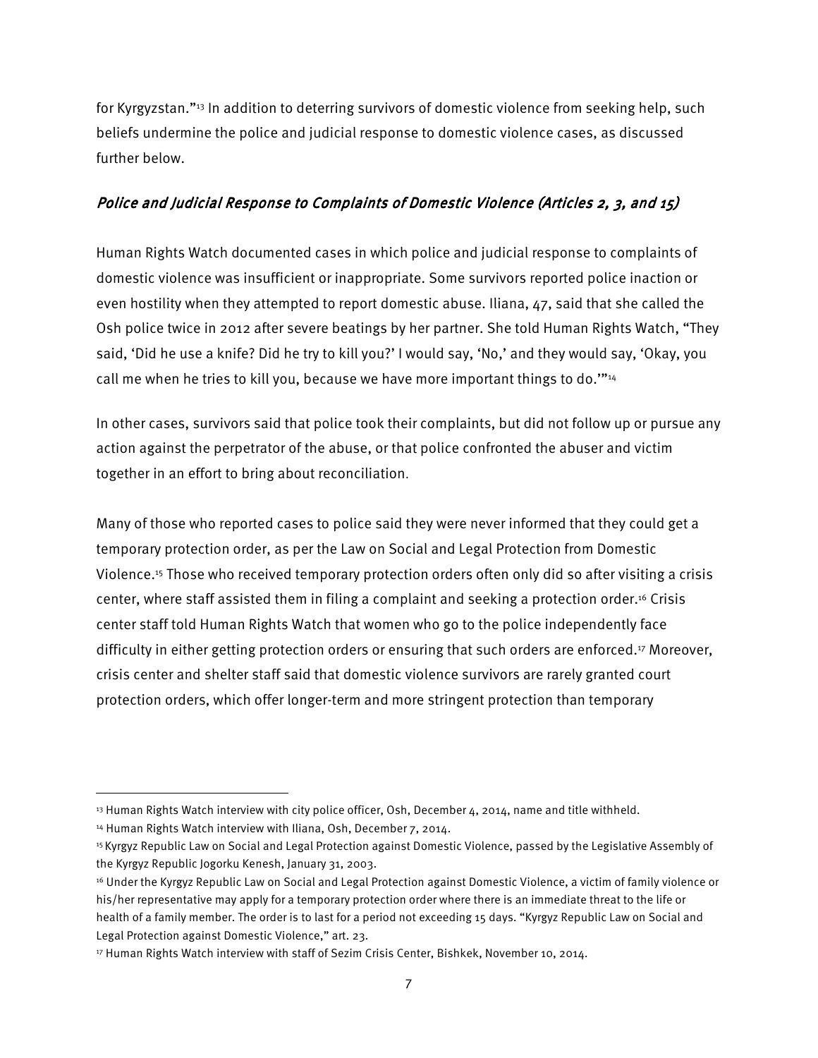for Kyrgyzstan."[13] In addition to deterring survivors of domestic violence from seeking help, such beliefs undermine the police and judicial response to domestic violence cases, as discussed further below.

### *Police and Judicial Response to Complaints of Domestic Violence (Articles 2, 3, and 15)*

Human Rights Watch documented cases in which police and judicial response to complaints of domestic violence was insufficient or inappropriate. Some survivors reported police inaction or even hostility when they attempted to report domestic abuse. Iliana, 47, said that she called the Osh police twice in 2012 after severe beatings by her partner. She told Human Rights Watch, "They said, 'Did he use a knife? Did he try to kill you?' I would say, 'No,' and they would say, 'Okay, you call me when he tries to kill you, because we have more important things to do.'"[14]

In other cases, survivors said that police took their complaints, but did not follow up or pursue any action against the perpetrator of the abuse, or that police confronted the abuser and victim together in an effort to bring about reconciliation.

Many of those who reported cases to police said they were never informed that they could get a temporary protection order, as per the Law on Social and Legal Protection from Domestic Violence.[15] Those who received temporary protection orders often only did so after visiting a crisis center, where staff assisted them in filing a complaint and seeking a protection order.[16] Crisis center staff told Human Rights Watch that women who go to the police independently face difficulty in either getting protection orders or ensuring that such orders are enforced.[17] Moreover, crisis center and shelter staff said that domestic violence survivors are rarely granted court protection orders, which offer longer-term and more stringent protection than temporary

---

[13] Human Rights Watch interview with city police officer, Osh, December 4, 2014, name and title withheld.

[14] Human Rights Watch interview with Iliana, Osh, December 7, 2014.

[15] Kyrgyz Republic Law on Social and Legal Protection against Domestic Violence, passed by the Legislative Assembly of the Kyrgyz Republic Jogorku Kenesh, January 31, 2003.

[16] Under the Kyrgyz Republic Law on Social and Legal Protection against Domestic Violence, a victim of family violence or his/her representative may apply for a temporary protection order where there is an immediate threat to the life or health of a family member. The order is to last for a period not exceeding 15 days. "Kyrgyz Republic Law on Social and Legal Protection against Domestic Violence," art. 23.

[17] Human Rights Watch interview with staff of Sezim Crisis Center, Bishkek, November 10, 2014.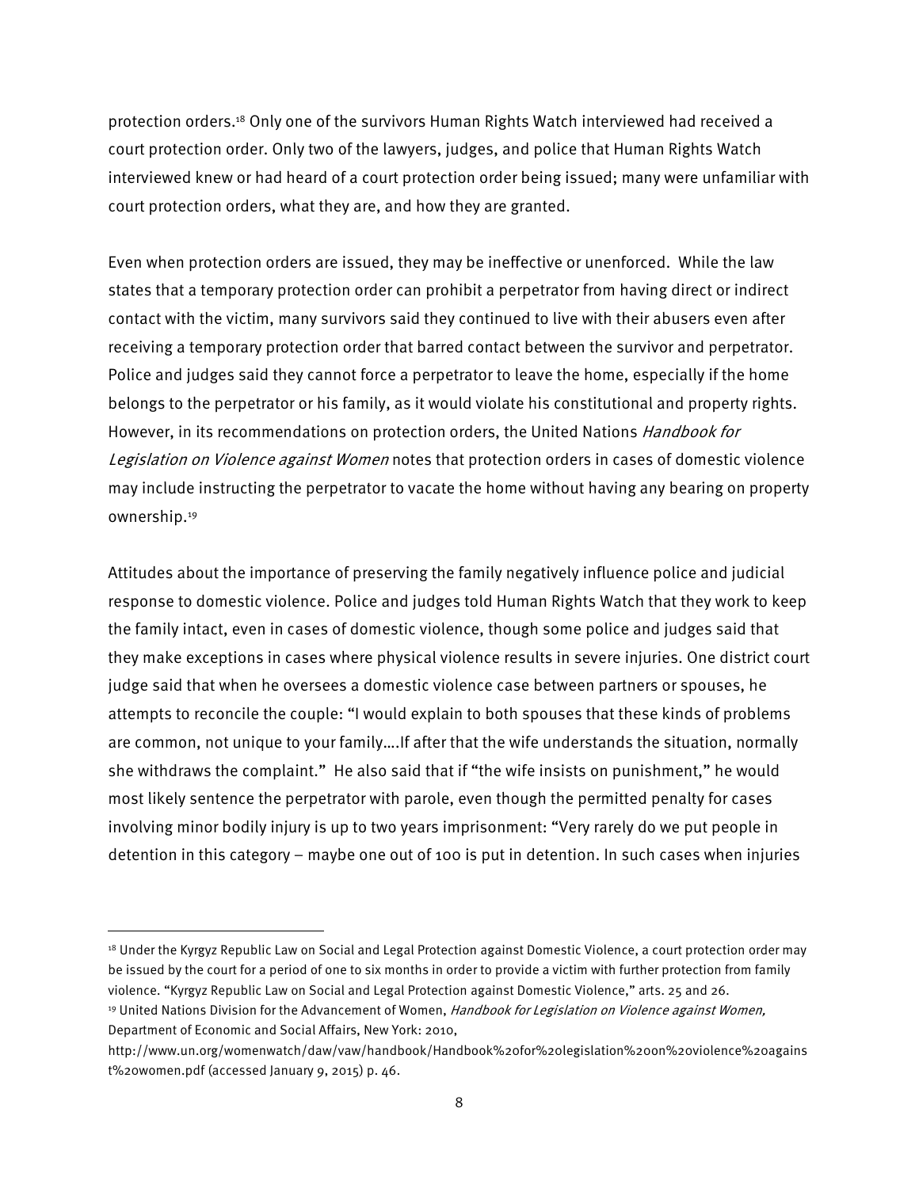protection orders.[18] Only one of the survivors Human Rights Watch interviewed had received a court protection order. Only two of the lawyers, judges, and police that Human Rights Watch interviewed knew or had heard of a court protection order being issued; many were unfamiliar with court protection orders, what they are, and how they are granted.

Even when protection orders are issued, they may be ineffective or unenforced. While the law states that a temporary protection order can prohibit a perpetrator from having direct or indirect contact with the victim, many survivors said they continued to live with their abusers even after receiving a temporary protection order that barred contact between the survivor and perpetrator. Police and judges said they cannot force a perpetrator to leave the home, especially if the home belongs to the perpetrator or his family, as it would violate his constitutional and property rights. However, in its recommendations on protection orders, the United Nations *Handbook for Legislation on Violence against Women* notes that protection orders in cases of domestic violence may include instructing the perpetrator to vacate the home without having any bearing on property ownership.[19]

Attitudes about the importance of preserving the family negatively influence police and judicial response to domestic violence. Police and judges told Human Rights Watch that they work to keep the family intact, even in cases of domestic violence, though some police and judges said that they make exceptions in cases where physical violence results in severe injuries. One district court judge said that when he oversees a domestic violence case between partners or spouses, he attempts to reconcile the couple: "I would explain to both spouses that these kinds of problems are common, not unique to your family….If after that the wife understands the situation, normally she withdraws the complaint." He also said that if "the wife insists on punishment," he would most likely sentence the perpetrator with parole, even though the permitted penalty for cases involving minor bodily injury is up to two years imprisonment: "Very rarely do we put people in detention in this category – maybe one out of 100 is put in detention. In such cases when injuries

---

[18] Under the Kyrgyz Republic Law on Social and Legal Protection against Domestic Violence, a court protection order may be issued by the court for a period of one to six months in order to provide a victim with further protection from family violence. "Kyrgyz Republic Law on Social and Legal Protection against Domestic Violence," arts. 25 and 26.

[19] United Nations Division for the Advancement of Women, *Handbook for Legislation on Violence against Women,* Department of Economic and Social Affairs, New York: 2010, http://www.un.org/womenwatch/daw/vaw/handbook/Handbook%20for%20legislation%20on%20violence%20against%20women.pdf (accessed January 9, 2015) p. 46.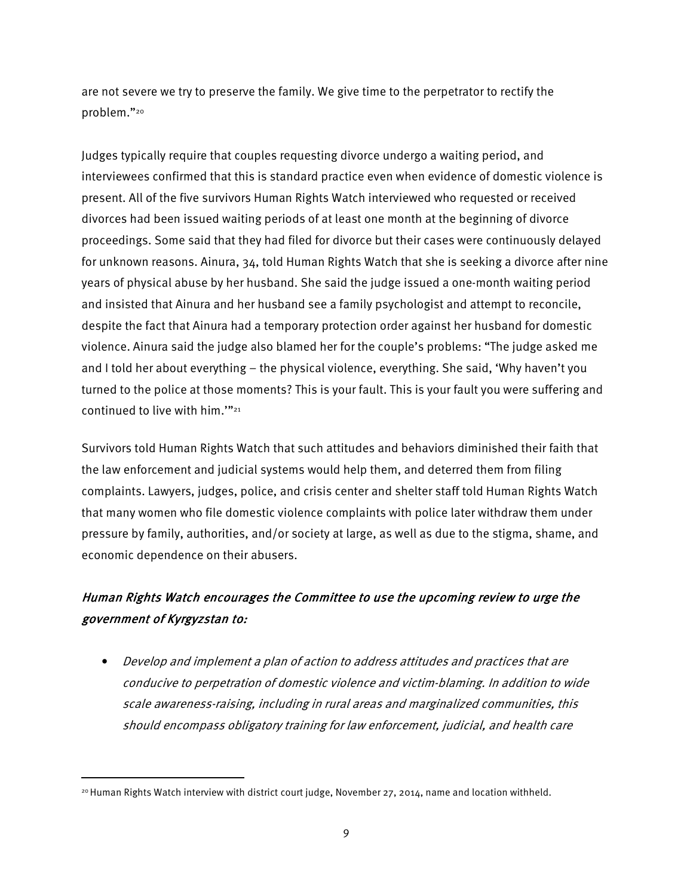are not severe we try to preserve the family. We give time to the perpetrator to rectify the problem."[20]

Judges typically require that couples requesting divorce undergo a waiting period, and interviewees confirmed that this is standard practice even when evidence of domestic violence is present. All of the five survivors Human Rights Watch interviewed who requested or received divorces had been issued waiting periods of at least one month at the beginning of divorce proceedings. Some said that they had filed for divorce but their cases were continuously delayed for unknown reasons. Ainura, 34, told Human Rights Watch that she is seeking a divorce after nine years of physical abuse by her husband. She said the judge issued a one-month waiting period and insisted that Ainura and her husband see a family psychologist and attempt to reconcile, despite the fact that Ainura had a temporary protection order against her husband for domestic violence. Ainura said the judge also blamed her for the couple's problems: "The judge asked me and I told her about everything – the physical violence, everything. She said, 'Why haven't you turned to the police at those moments? This is your fault. This is your fault you were suffering and continued to live with him.'"[21]

Survivors told Human Rights Watch that such attitudes and behaviors diminished their faith that the law enforcement and judicial systems would help them, and deterred them from filing complaints. Lawyers, judges, police, and crisis center and shelter staff told Human Rights Watch that many women who file domestic violence complaints with police later withdraw them under pressure by family, authorities, and/or society at large, as well as due to the stigma, shame, and economic dependence on their abusers.

### *Human Rights Watch encourages the Committee to use the upcoming review to urge the government of Kyrgyzstan to:*

- *Develop and implement a plan of action to address attitudes and practices that are conducive to perpetration of domestic violence and victim-blaming. In addition to wide scale awareness-raising, including in rural areas and marginalized communities, this should encompass obligatory training for law enforcement, judicial, and health care*

---

[20] Human Rights Watch interview with district court judge, November 27, 2014, name and location withheld.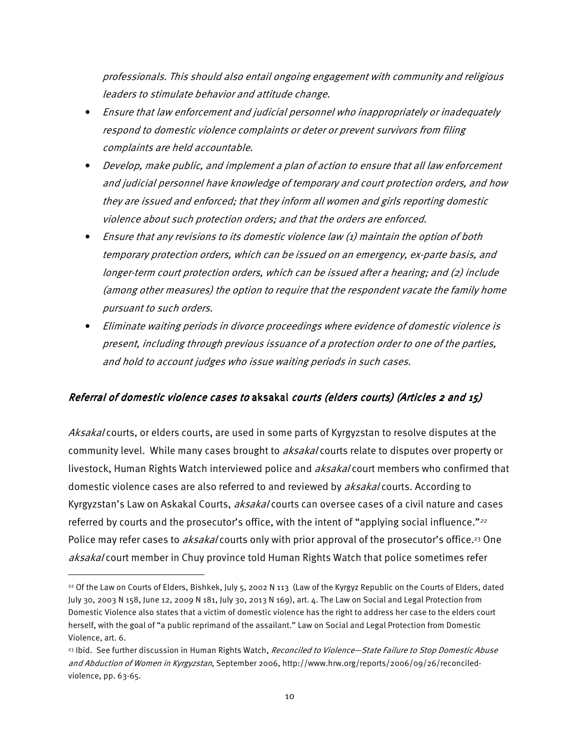*professionals. This should also entail ongoing engagement with community and religious leaders to stimulate behavior and attitude change.*

- *Ensure that law enforcement and judicial personnel who inappropriately or inadequately respond to domestic violence complaints or deter or prevent survivors from filing complaints are held accountable.*
- *Develop, make public, and implement a plan of action to ensure that all law enforcement and judicial personnel have knowledge of temporary and court protection orders, and how they are issued and enforced; that they inform all women and girls reporting domestic violence about such protection orders; and that the orders are enforced.*
- *Ensure that any revisions to its domestic violence law (1) maintain the option of both temporary protection orders, which can be issued on an emergency, ex-parte basis, and longer-term court protection orders, which can be issued after a hearing; and (2) include (among other measures) the option to require that the respondent vacate the family home pursuant to such orders.*
- *Eliminate waiting periods in divorce proceedings where evidence of domestic violence is present, including through previous issuance of a protection order to one of the parties, and hold to account judges who issue waiting periods in such cases.*

## *Referral of domestic violence cases to* **aksakal** *courts (elders courts) (Articles 2 and 15)*

*Aksakal* courts, or elders courts, are used in some parts of Kyrgyzstan to resolve disputes at the community level. While many cases brought to *aksakal* courts relate to disputes over property or livestock, Human Rights Watch interviewed police and *aksakal* court members who confirmed that domestic violence cases are also referred to and reviewed by *aksakal* courts. According to Kyrgyzstan's Law on Askakal Courts, *aksakal* courts can oversee cases of a civil nature and cases referred by courts and the prosecutor's office, with the intent of "applying social influence."[22] Police may refer cases to *aksakal* courts only with prior approval of the prosecutor's office.[23] One *aksakal* court member in Chuy province told Human Rights Watch that police sometimes refer

---

[22] Of the Law on Courts of Elders, Bishkek, July 5, 2002 N 113 (Law of the Kyrgyz Republic on the Courts of Elders, dated July 30, 2003 N 158, June 12, 2009 N 181, July 30, 2013 N 169), art. 4. The Law on Social and Legal Protection from Domestic Violence also states that a victim of domestic violence has the right to address her case to the elders court herself, with the goal of "a public reprimand of the assailant." Law on Social and Legal Protection from Domestic Violence, art. 6.

[23] Ibid. See further discussion in Human Rights Watch, *Reconciled to Violence—State Failure to Stop Domestic Abuse and Abduction of Women in Kyrgyzstan*, September 2006, http://www.hrw.org/reports/2006/09/26/reconciled-violence, pp. 63-65.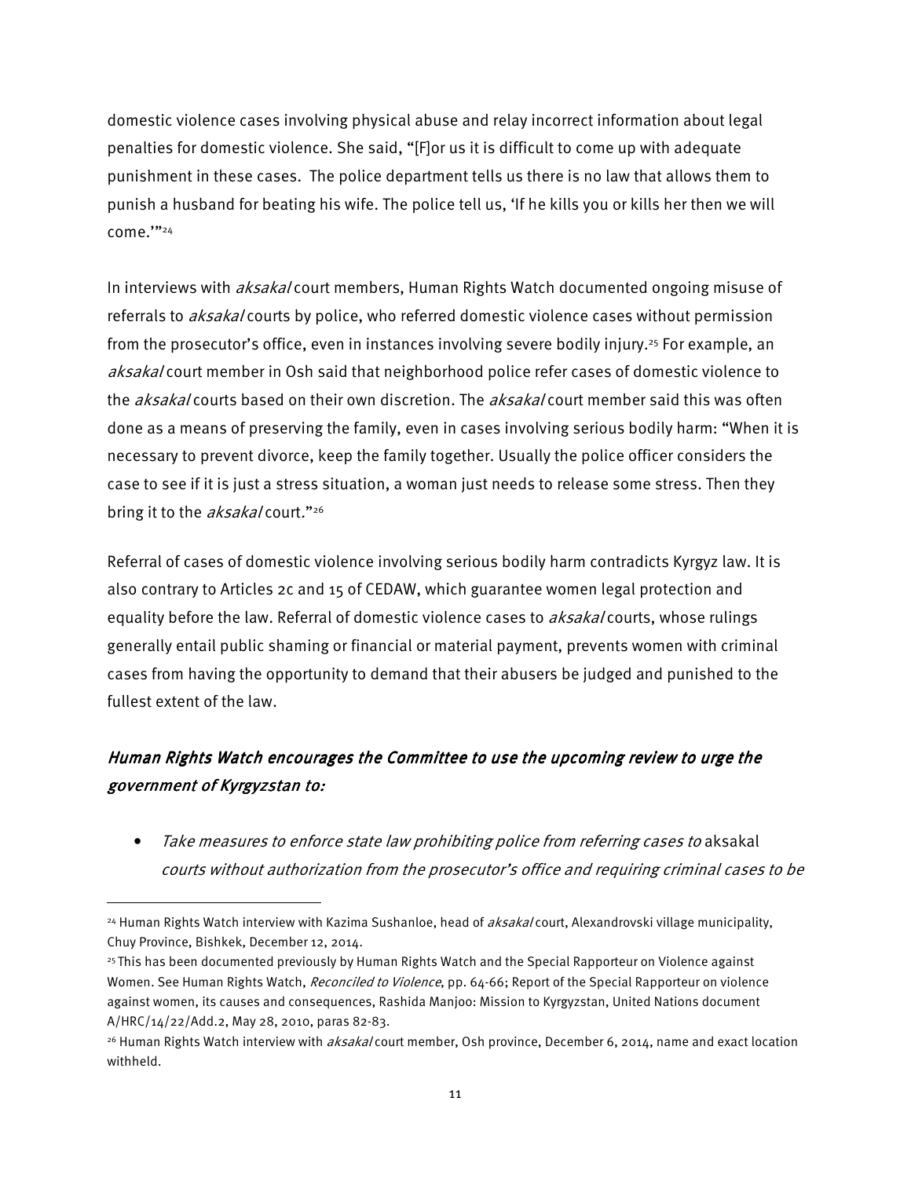domestic violence cases involving physical abuse and relay incorrect information about legal penalties for domestic violence. She said, "[F]or us it is difficult to come up with adequate punishment in these cases. The police department tells us there is no law that allows them to punish a husband for beating his wife. The police tell us, 'If he kills you or kills her then we will come.'"[24]

In interviews with *aksakal* court members, Human Rights Watch documented ongoing misuse of referrals to *aksakal* courts by police, who referred domestic violence cases without permission from the prosecutor's office, even in instances involving severe bodily injury.[25] For example, an *aksakal* court member in Osh said that neighborhood police refer cases of domestic violence to the *aksakal* courts based on their own discretion. The *aksakal* court member said this was often done as a means of preserving the family, even in cases involving serious bodily harm: "When it is necessary to prevent divorce, keep the family together. Usually the police officer considers the case to see if it is just a stress situation, a woman just needs to release some stress. Then they bring it to the *aksakal* court."[26]

Referral of cases of domestic violence involving serious bodily harm contradicts Kyrgyz law. It is also contrary to Articles 2c and 15 of CEDAW, which guarantee women legal protection and equality before the law. Referral of domestic violence cases to *aksakal* courts, whose rulings generally entail public shaming or financial or material payment, prevents women with criminal cases from having the opportunity to demand that their abusers be judged and punished to the fullest extent of the law.

### *Human Rights Watch encourages the Committee to use the upcoming review to urge the government of Kyrgyzstan to:*

- *Take measures to enforce state law prohibiting police from referring cases to* aksakal *courts without authorization from the prosecutor's office and requiring criminal cases to be*

---

[24] Human Rights Watch interview with Kazima Sushanloe, head of *aksakal* court, Alexandrovski village municipality, Chuy Province, Bishkek, December 12, 2014.

[25] This has been documented previously by Human Rights Watch and the Special Rapporteur on Violence against Women. See Human Rights Watch, *Reconciled to Violence*, pp. 64-66; Report of the Special Rapporteur on violence against women, its causes and consequences, Rashida Manjoo: Mission to Kyrgyzstan, United Nations document A/HRC/14/22/Add.2, May 28, 2010, paras 82-83.

[26] Human Rights Watch interview with *aksakal* court member, Osh province, December 6, 2014, name and exact location withheld.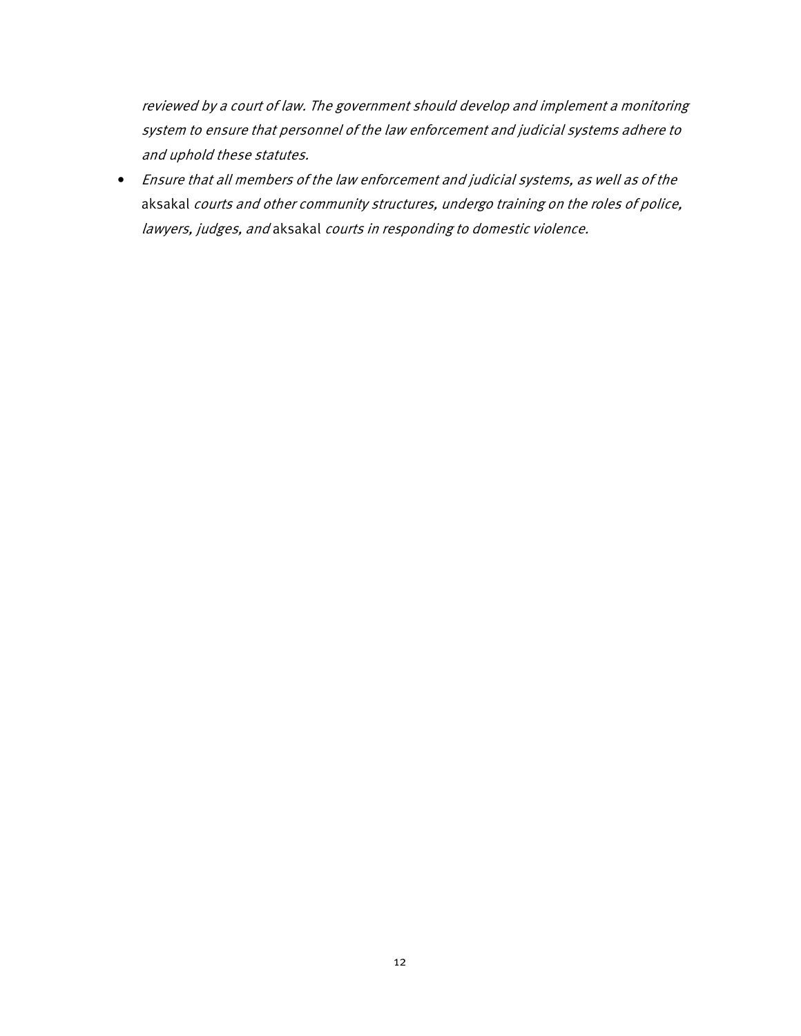*reviewed by a court of law. The government should develop and implement a monitoring system to ensure that personnel of the law enforcement and judicial systems adhere to and uphold these statutes.*

- *Ensure that all members of the law enforcement and judicial systems, as well as of the* aksakal *courts and other community structures, undergo training on the roles of police, lawyers, judges, and* aksakal *courts in responding to domestic violence.*